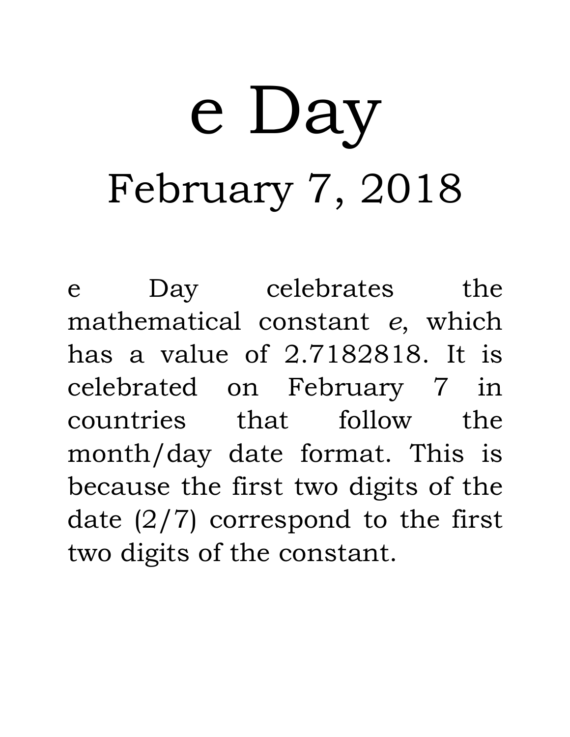# e Day

## February 7, 2018

e Day celebrates the mathematical constant *e*, which has a value of 2.7182818. It is celebrated on February 7 in countries that follow the month/day date format. This is because the first two digits of the date (2/7) correspond to the first two digits of the constant.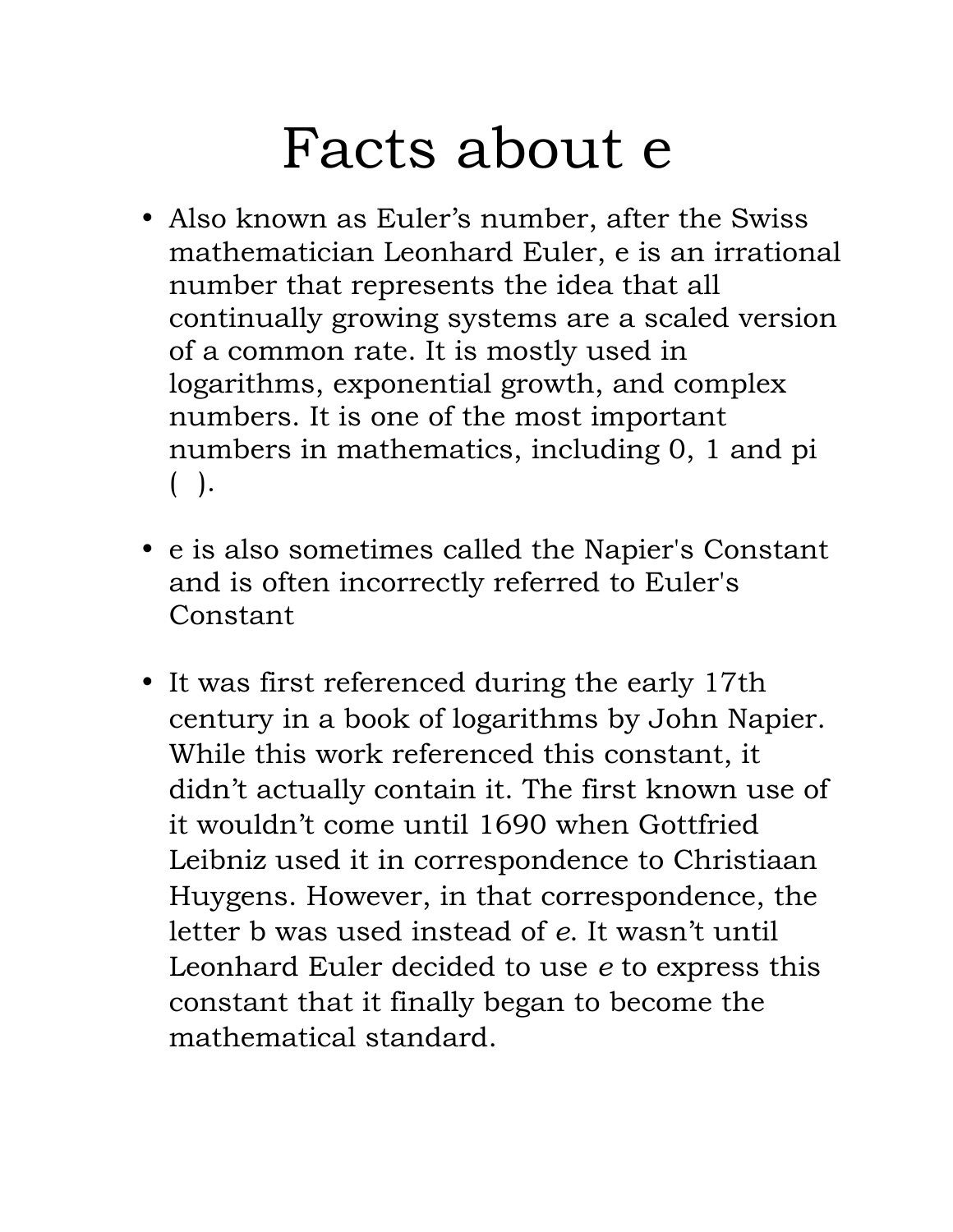# Facts about e

- Also known as Euler's number, after the Swiss mathematician Leonhard Euler, e is an irrational number that represents the idea that all continually growing systems are a scaled version of a common rate. It is mostly used in logarithms, exponential growth, and complex numbers. It is one of the most important numbers in mathematics, including 0, 1 and pi ( ).

- e is also sometimes called the Napier's Constant and is often incorrectly referred to Euler's Constant

- It was first referenced during the early 17th century in a book of logarithms by John Napier. While this work referenced this constant, it didn't actually contain it. The first known use of it wouldn't come until 1690 when Gottfried Leibniz used it in correspondence to Christiaan Huygens. However, in that correspondence, the letter b was used instead of *e*. It wasn't until Leonhard Euler decided to use *e* to express this constant that it finally began to become the mathematical standard.